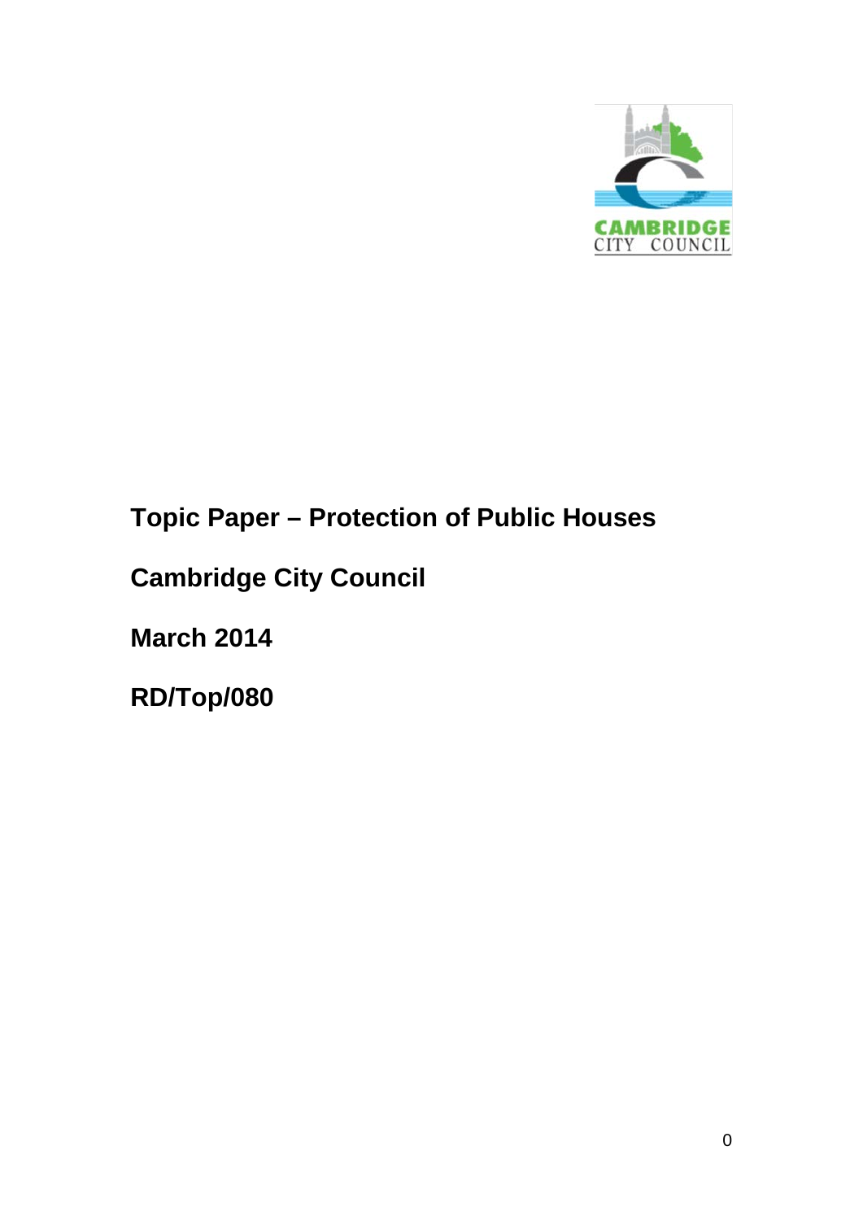# Topic Paper – Protection of Public Houses

**Cambridge City Council**

**March 2014**

**RD/Top/080**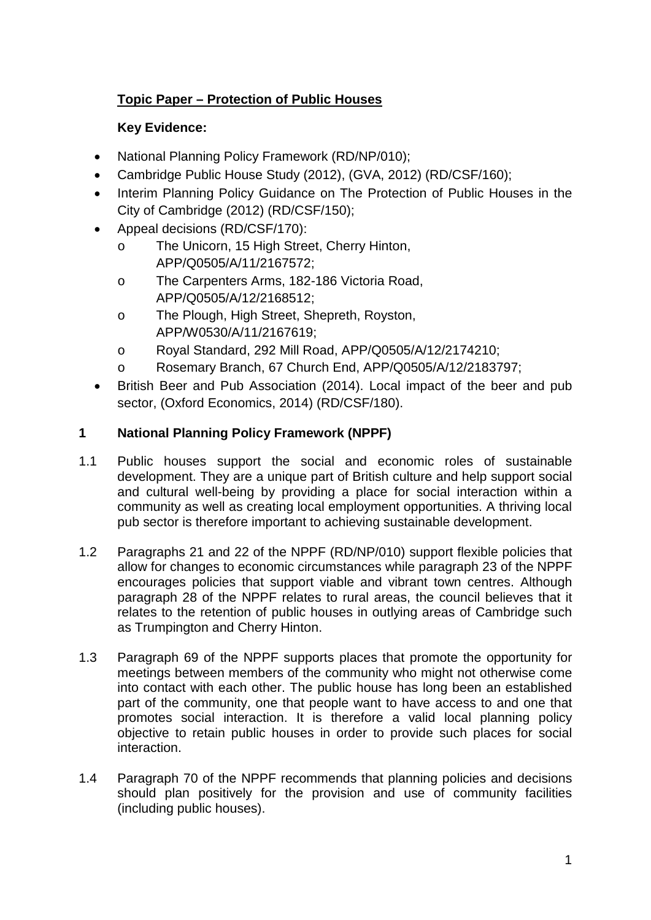## Topic Paper – Protection of Public Houses

**Key Evidence:**

- National Planning Policy Framework (RD/NP/010);
- Cambridge Public House Study (2012), (GVA, 2012) (RD/CSF/160);
- Interim Planning Policy Guidance on The Protection of Public Houses in the City of Cambridge (2012) (RD/CSF/150);
- Appeal decisions (RD/CSF/170):
  - o The Unicorn, 15 High Street, Cherry Hinton, APP/Q0505/A/11/2167572;
  - o The Carpenters Arms, 182-186 Victoria Road, APP/Q0505/A/12/2168512;
  - o The Plough, High Street, Shepreth, Royston, APP/W0530/A/11/2167619;
  - o Royal Standard, 292 Mill Road, APP/Q0505/A/12/2174210;
  - o Rosemary Branch, 67 Church End, APP/Q0505/A/12/2183797;
- British Beer and Pub Association (2014). Local impact of the beer and pub sector, (Oxford Economics, 2014) (RD/CSF/180).

### 1 National Planning Policy Framework (NPPF)

1.1 Public houses support the social and economic roles of sustainable development. They are a unique part of British culture and help support social and cultural well-being by providing a place for social interaction within a community as well as creating local employment opportunities. A thriving local pub sector is therefore important to achieving sustainable development.

1.2 Paragraphs 21 and 22 of the NPPF (RD/NP/010) support flexible policies that allow for changes to economic circumstances while paragraph 23 of the NPPF encourages policies that support viable and vibrant town centres. Although paragraph 28 of the NPPF relates to rural areas, the council believes that it relates to the retention of public houses in outlying areas of Cambridge such as Trumpington and Cherry Hinton.

1.3 Paragraph 69 of the NPPF supports places that promote the opportunity for meetings between members of the community who might not otherwise come into contact with each other. The public house has long been an established part of the community, one that people want to have access to and one that promotes social interaction. It is therefore a valid local planning policy objective to retain public houses in order to provide such places for social interaction.

1.4 Paragraph 70 of the NPPF recommends that planning policies and decisions should plan positively for the provision and use of community facilities (including public houses).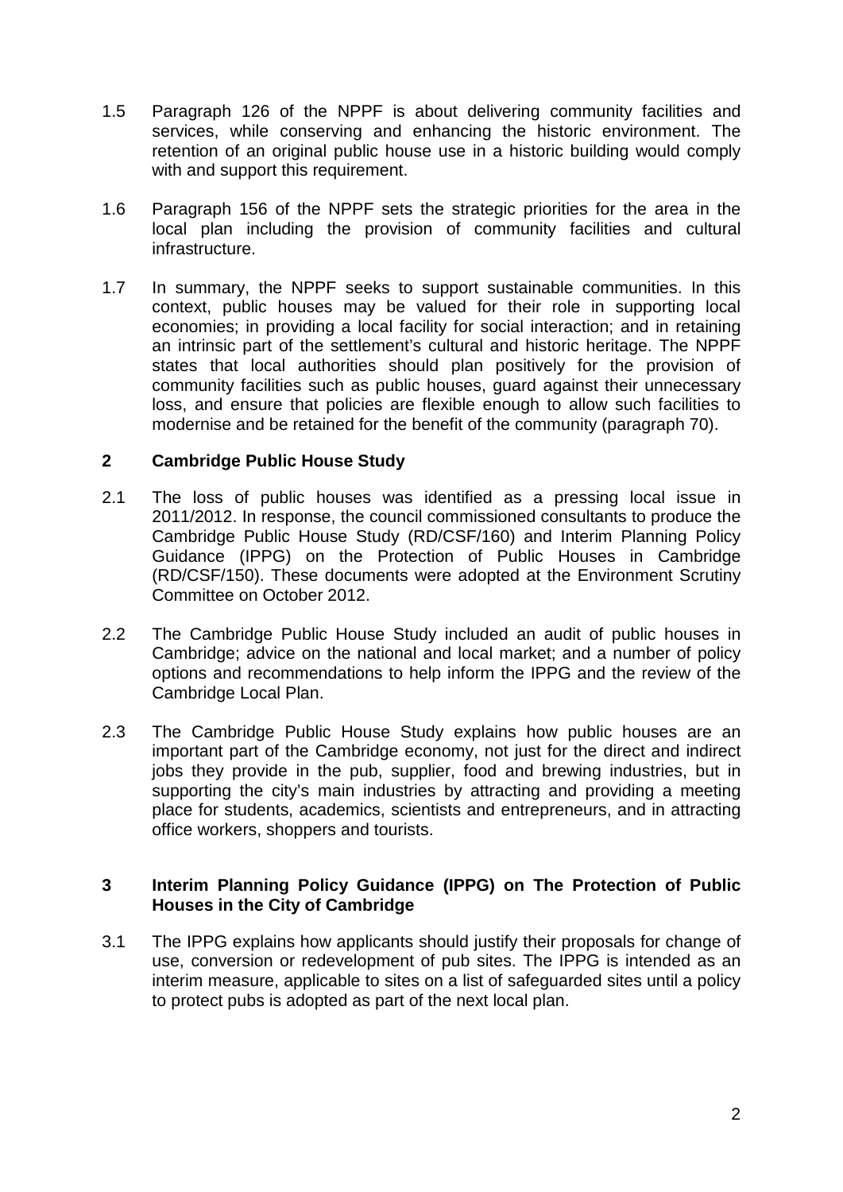1.5 Paragraph 126 of the NPPF is about delivering community facilities and services, while conserving and enhancing the historic environment. The retention of an original public house use in a historic building would comply with and support this requirement.

1.6 Paragraph 156 of the NPPF sets the strategic priorities for the area in the local plan including the provision of community facilities and cultural infrastructure.

1.7 In summary, the NPPF seeks to support sustainable communities. In this context, public houses may be valued for their role in supporting local economies; in providing a local facility for social interaction; and in retaining an intrinsic part of the settlement's cultural and historic heritage. The NPPF states that local authorities should plan positively for the provision of community facilities such as public houses, guard against their unnecessary loss, and ensure that policies are flexible enough to allow such facilities to modernise and be retained for the benefit of the community (paragraph 70).

## 2 Cambridge Public House Study

2.1 The loss of public houses was identified as a pressing local issue in 2011/2012. In response, the council commissioned consultants to produce the Cambridge Public House Study (RD/CSF/160) and Interim Planning Policy Guidance (IPPG) on the Protection of Public Houses in Cambridge (RD/CSF/150). These documents were adopted at the Environment Scrutiny Committee on October 2012.

2.2 The Cambridge Public House Study included an audit of public houses in Cambridge; advice on the national and local market; and a number of policy options and recommendations to help inform the IPPG and the review of the Cambridge Local Plan.

2.3 The Cambridge Public House Study explains how public houses are an important part of the Cambridge economy, not just for the direct and indirect jobs they provide in the pub, supplier, food and brewing industries, but in supporting the city's main industries by attracting and providing a meeting place for students, academics, scientists and entrepreneurs, and in attracting office workers, shoppers and tourists.

## 3 Interim Planning Policy Guidance (IPPG) on The Protection of Public Houses in the City of Cambridge

3.1 The IPPG explains how applicants should justify their proposals for change of use, conversion or redevelopment of pub sites. The IPPG is intended as an interim measure, applicable to sites on a list of safeguarded sites until a policy to protect pubs is adopted as part of the next local plan.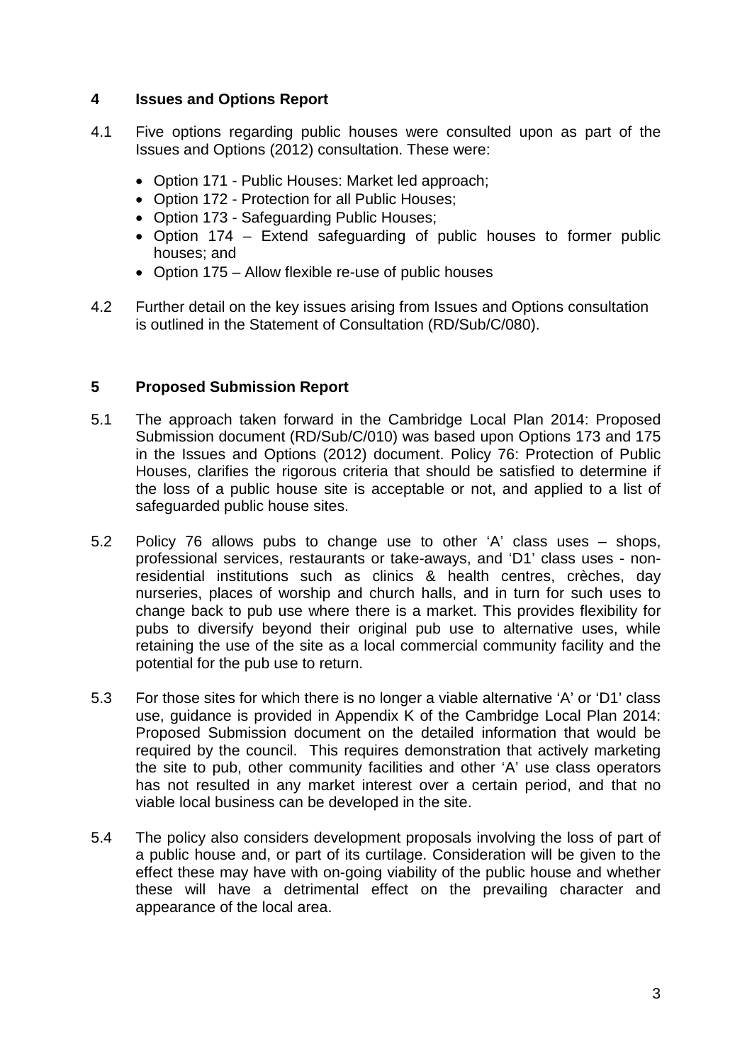## 4 Issues and Options Report

4.1 Five options regarding public houses were consulted upon as part of the Issues and Options (2012) consultation. These were:

- Option 171 - Public Houses: Market led approach;
- Option 172 - Protection for all Public Houses;
- Option 173 - Safeguarding Public Houses;
- Option 174 – Extend safeguarding of public houses to former public houses; and
- Option 175 – Allow flexible re-use of public houses

4.2 Further detail on the key issues arising from Issues and Options consultation is outlined in the Statement of Consultation (RD/Sub/C/080).

## 5 Proposed Submission Report

5.1 The approach taken forward in the Cambridge Local Plan 2014: Proposed Submission document (RD/Sub/C/010) was based upon Options 173 and 175 in the Issues and Options (2012) document. Policy 76: Protection of Public Houses, clarifies the rigorous criteria that should be satisfied to determine if the loss of a public house site is acceptable or not, and applied to a list of safeguarded public house sites.

5.2 Policy 76 allows pubs to change use to other 'A' class uses – shops, professional services, restaurants or take-aways, and 'D1' class uses - non-residential institutions such as clinics & health centres, crèches, day nurseries, places of worship and church halls, and in turn for such uses to change back to pub use where there is a market. This provides flexibility for pubs to diversify beyond their original pub use to alternative uses, while retaining the use of the site as a local commercial community facility and the potential for the pub use to return.

5.3 For those sites for which there is no longer a viable alternative 'A' or 'D1' class use, guidance is provided in Appendix K of the Cambridge Local Plan 2014: Proposed Submission document on the detailed information that would be required by the council. This requires demonstration that actively marketing the site to pub, other community facilities and other 'A' use class operators has not resulted in any market interest over a certain period, and that no viable local business can be developed in the site.

5.4 The policy also considers development proposals involving the loss of part of a public house and, or part of its curtilage. Consideration will be given to the effect these may have with on-going viability of the public house and whether these will have a detrimental effect on the prevailing character and appearance of the local area.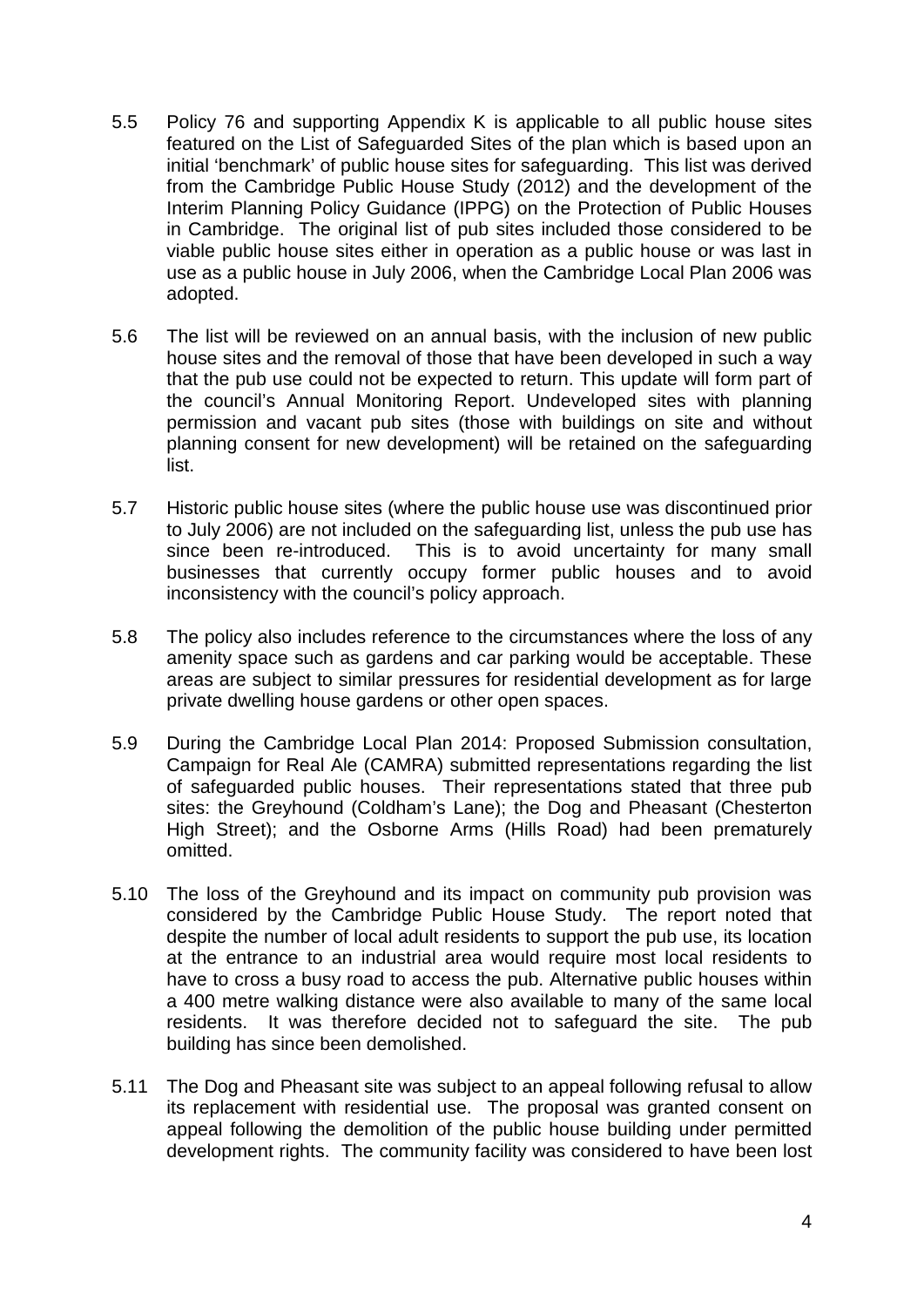5.5 Policy 76 and supporting Appendix K is applicable to all public house sites featured on the List of Safeguarded Sites of the plan which is based upon an initial 'benchmark' of public house sites for safeguarding. This list was derived from the Cambridge Public House Study (2012) and the development of the Interim Planning Policy Guidance (IPPG) on the Protection of Public Houses in Cambridge. The original list of pub sites included those considered to be viable public house sites either in operation as a public house or was last in use as a public house in July 2006, when the Cambridge Local Plan 2006 was adopted.

5.6 The list will be reviewed on an annual basis, with the inclusion of new public house sites and the removal of those that have been developed in such a way that the pub use could not be expected to return. This update will form part of the council's Annual Monitoring Report. Undeveloped sites with planning permission and vacant pub sites (those with buildings on site and without planning consent for new development) will be retained on the safeguarding list.

5.7 Historic public house sites (where the public house use was discontinued prior to July 2006) are not included on the safeguarding list, unless the pub use has since been re-introduced. This is to avoid uncertainty for many small businesses that currently occupy former public houses and to avoid inconsistency with the council's policy approach.

5.8 The policy also includes reference to the circumstances where the loss of any amenity space such as gardens and car parking would be acceptable. These areas are subject to similar pressures for residential development as for large private dwelling house gardens or other open spaces.

5.9 During the Cambridge Local Plan 2014: Proposed Submission consultation, Campaign for Real Ale (CAMRA) submitted representations regarding the list of safeguarded public houses. Their representations stated that three pub sites: the Greyhound (Coldham's Lane); the Dog and Pheasant (Chesterton High Street); and the Osborne Arms (Hills Road) had been prematurely omitted.

5.10 The loss of the Greyhound and its impact on community pub provision was considered by the Cambridge Public House Study. The report noted that despite the number of local adult residents to support the pub use, its location at the entrance to an industrial area would require most local residents to have to cross a busy road to access the pub. Alternative public houses within a 400 metre walking distance were also available to many of the same local residents. It was therefore decided not to safeguard the site. The pub building has since been demolished.

5.11 The Dog and Pheasant site was subject to an appeal following refusal to allow its replacement with residential use. The proposal was granted consent on appeal following the demolition of the public house building under permitted development rights. The community facility was considered to have been lost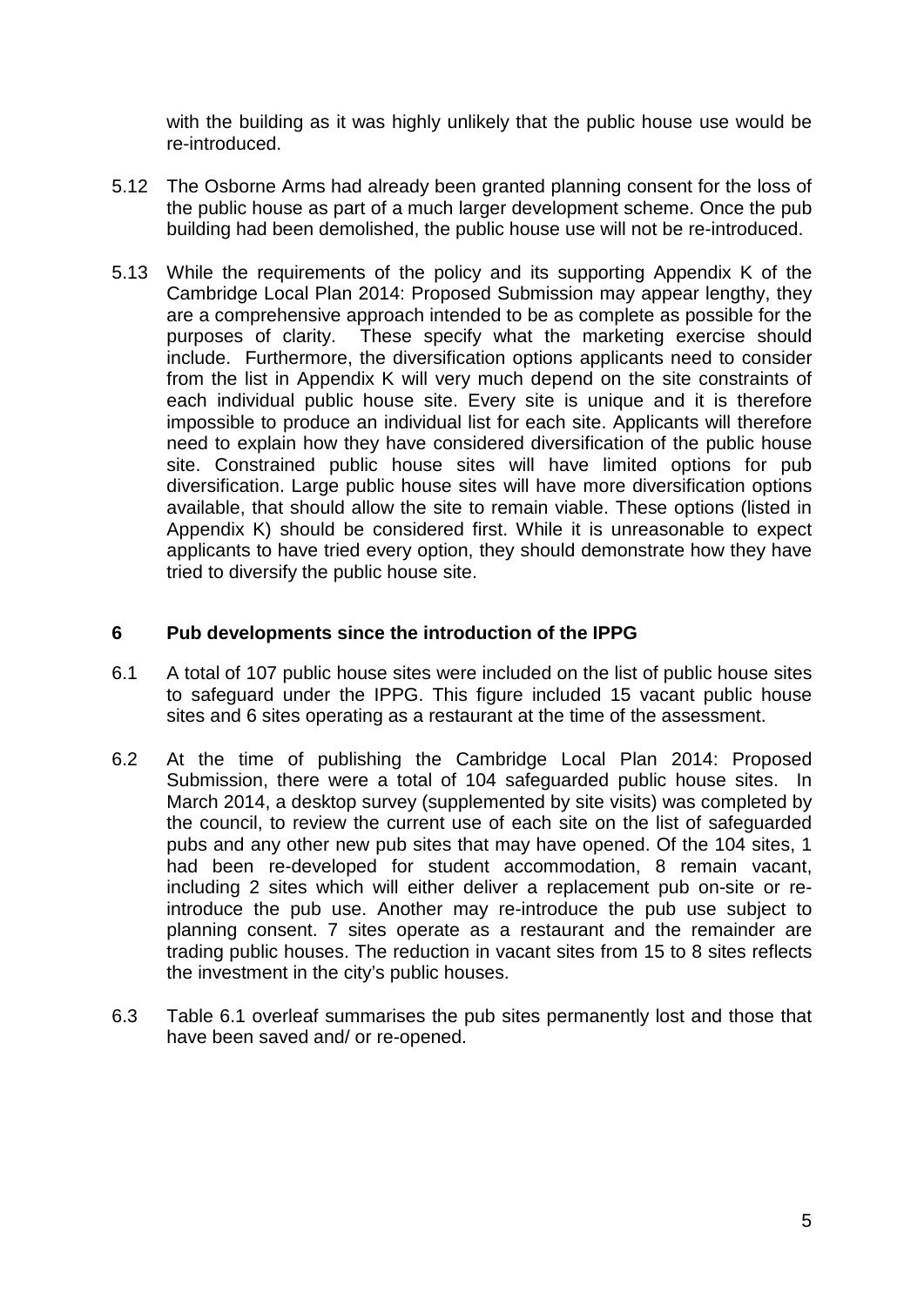with the building as it was highly unlikely that the public house use would be re-introduced.

5.12 The Osborne Arms had already been granted planning consent for the loss of the public house as part of a much larger development scheme. Once the pub building had been demolished, the public house use will not be re-introduced.

5.13 While the requirements of the policy and its supporting Appendix K of the Cambridge Local Plan 2014: Proposed Submission may appear lengthy, they are a comprehensive approach intended to be as complete as possible for the purposes of clarity. These specify what the marketing exercise should include. Furthermore, the diversification options applicants need to consider from the list in Appendix K will very much depend on the site constraints of each individual public house site. Every site is unique and it is therefore impossible to produce an individual list for each site. Applicants will therefore need to explain how they have considered diversification of the public house site. Constrained public house sites will have limited options for pub diversification. Large public house sites will have more diversification options available, that should allow the site to remain viable. These options (listed in Appendix K) should be considered first. While it is unreasonable to expect applicants to have tried every option, they should demonstrate how they have tried to diversify the public house site.

## 6 Pub developments since the introduction of the IPPG

6.1 A total of 107 public house sites were included on the list of public house sites to safeguard under the IPPG. This figure included 15 vacant public house sites and 6 sites operating as a restaurant at the time of the assessment.

6.2 At the time of publishing the Cambridge Local Plan 2014: Proposed Submission, there were a total of 104 safeguarded public house sites. In March 2014, a desktop survey (supplemented by site visits) was completed by the council, to review the current use of each site on the list of safeguarded pubs and any other new pub sites that may have opened. Of the 104 sites, 1 had been re-developed for student accommodation, 8 remain vacant, including 2 sites which will either deliver a replacement pub on-site or re-introduce the pub use. Another may re-introduce the pub use subject to planning consent. 7 sites operate as a restaurant and the remainder are trading public houses. The reduction in vacant sites from 15 to 8 sites reflects the investment in the city's public houses.

6.3 Table 6.1 overleaf summarises the pub sites permanently lost and those that have been saved and/ or re-opened.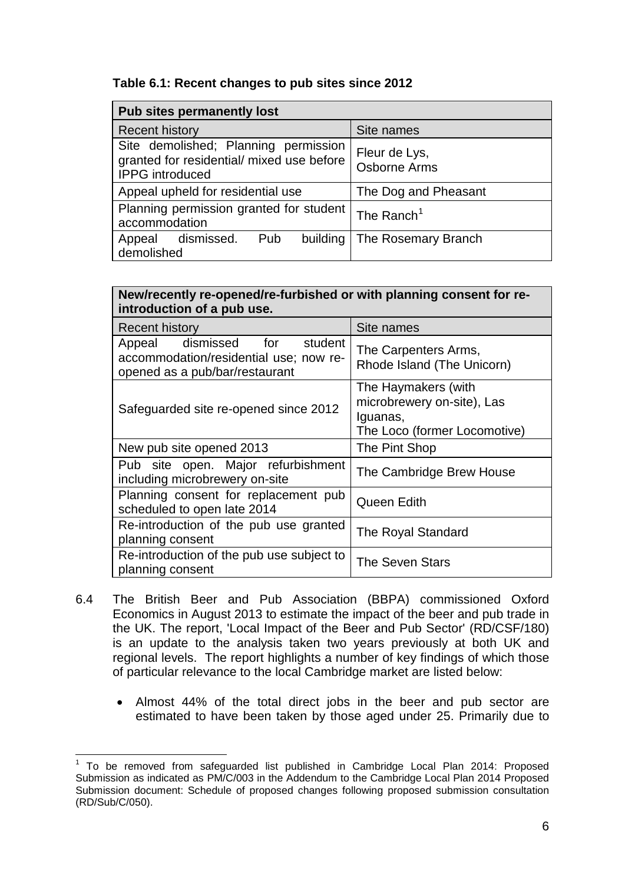**Table 6.1: Recent changes to pub sites since 2012**

| Pub sites permanently lost | |
|---|---|
| Recent history | Site names |
| Site demolished; Planning permission granted for residential/ mixed use before IPPG introduced | Fleur de Lys, Osborne Arms |
| Appeal upheld for residential use | The Dog and Pheasant |
| Planning permission granted for student accommodation | The Ranch[1] |
| Appeal dismissed. Pub building demolished | The Rosemary Branch |

| New/recently re-opened/re-furbished or with planning consent for re-introduction of a pub use. | |
|---|---|
| Recent history | Site names |
| Appeal dismissed for student accommodation/residential use; now re-opened as a pub/bar/restaurant | The Carpenters Arms, Rhode Island (The Unicorn) |
| Safeguarded site re-opened since 2012 | The Haymakers (with microbrewery on-site), Las Iguanas, The Loco (former Locomotive) |
| New pub site opened 2013 | The Pint Shop |
| Pub site open. Major refurbishment including microbrewery on-site | The Cambridge Brew House |
| Planning consent for replacement pub scheduled to open late 2014 | Queen Edith |
| Re-introduction of the pub use granted planning consent | The Royal Standard |
| Re-introduction of the pub use subject to planning consent | The Seven Stars |

6.4 The British Beer and Pub Association (BBPA) commissioned Oxford Economics in August 2013 to estimate the impact of the beer and pub trade in the UK. The report, 'Local Impact of the Beer and Pub Sector' (RD/CSF/180) is an update to the analysis taken two years previously at both UK and regional levels. The report highlights a number of key findings of which those of particular relevance to the local Cambridge market are listed below:

- Almost 44% of the total direct jobs in the beer and pub sector are estimated to have been taken by those aged under 25. Primarily due to

[1] To be removed from safeguarded list published in Cambridge Local Plan 2014: Proposed Submission as indicated as PM/C/003 in the Addendum to the Cambridge Local Plan 2014 Proposed Submission document: Schedule of proposed changes following proposed submission consultation (RD/Sub/C/050).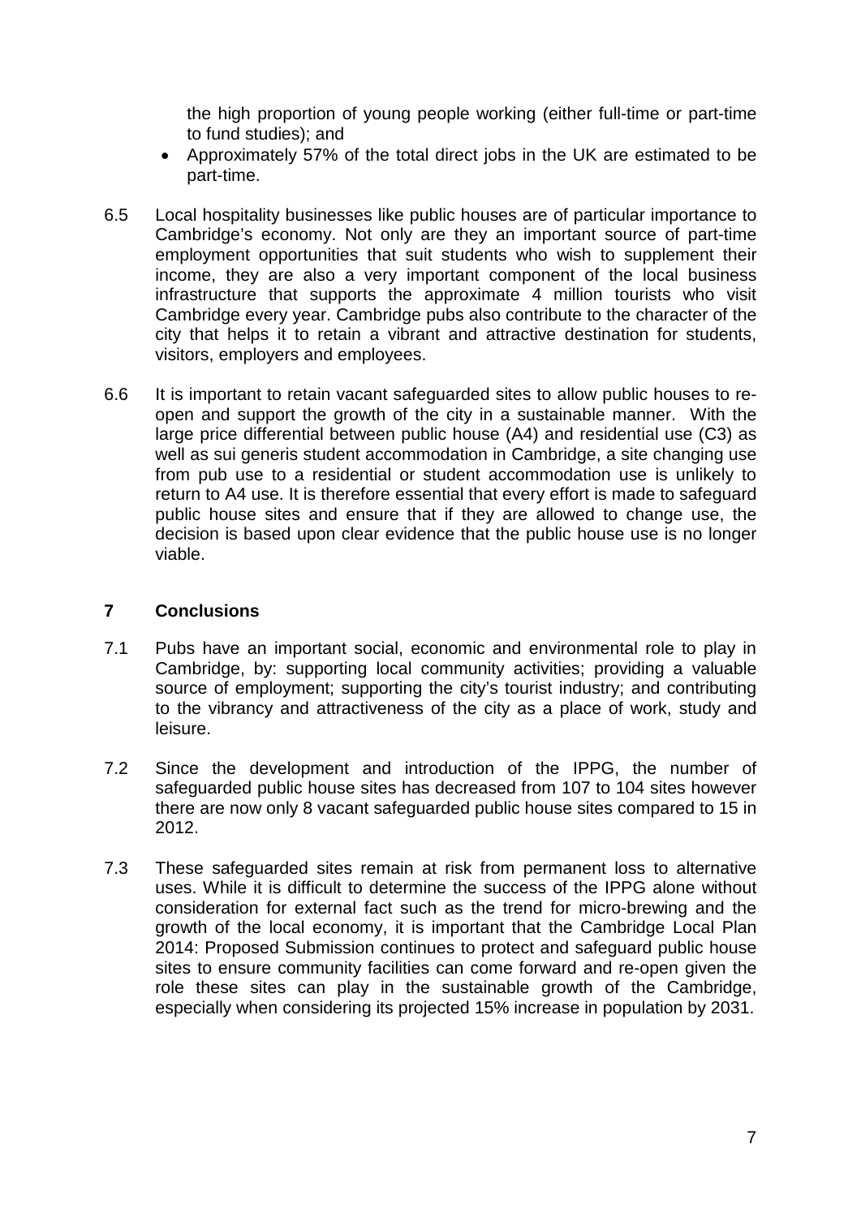the high proportion of young people working (either full-time or part-time to fund studies); and

- Approximately 57% of the total direct jobs in the UK are estimated to be part-time.

6.5 Local hospitality businesses like public houses are of particular importance to Cambridge's economy. Not only are they an important source of part-time employment opportunities that suit students who wish to supplement their income, they are also a very important component of the local business infrastructure that supports the approximate 4 million tourists who visit Cambridge every year. Cambridge pubs also contribute to the character of the city that helps it to retain a vibrant and attractive destination for students, visitors, employers and employees.

6.6 It is important to retain vacant safeguarded sites to allow public houses to re-open and support the growth of the city in a sustainable manner. With the large price differential between public house (A4) and residential use (C3) as well as sui generis student accommodation in Cambridge, a site changing use from pub use to a residential or student accommodation use is unlikely to return to A4 use. It is therefore essential that every effort is made to safeguard public house sites and ensure that if they are allowed to change use, the decision is based upon clear evidence that the public house use is no longer viable.

## 7 Conclusions

7.1 Pubs have an important social, economic and environmental role to play in Cambridge, by: supporting local community activities; providing a valuable source of employment; supporting the city's tourist industry; and contributing to the vibrancy and attractiveness of the city as a place of work, study and leisure.

7.2 Since the development and introduction of the IPPG, the number of safeguarded public house sites has decreased from 107 to 104 sites however there are now only 8 vacant safeguarded public house sites compared to 15 in 2012.

7.3 These safeguarded sites remain at risk from permanent loss to alternative uses. While it is difficult to determine the success of the IPPG alone without consideration for external fact such as the trend for micro-brewing and the growth of the local economy, it is important that the Cambridge Local Plan 2014: Proposed Submission continues to protect and safeguard public house sites to ensure community facilities can come forward and re-open given the role these sites can play in the sustainable growth of the Cambridge, especially when considering its projected 15% increase in population by 2031.